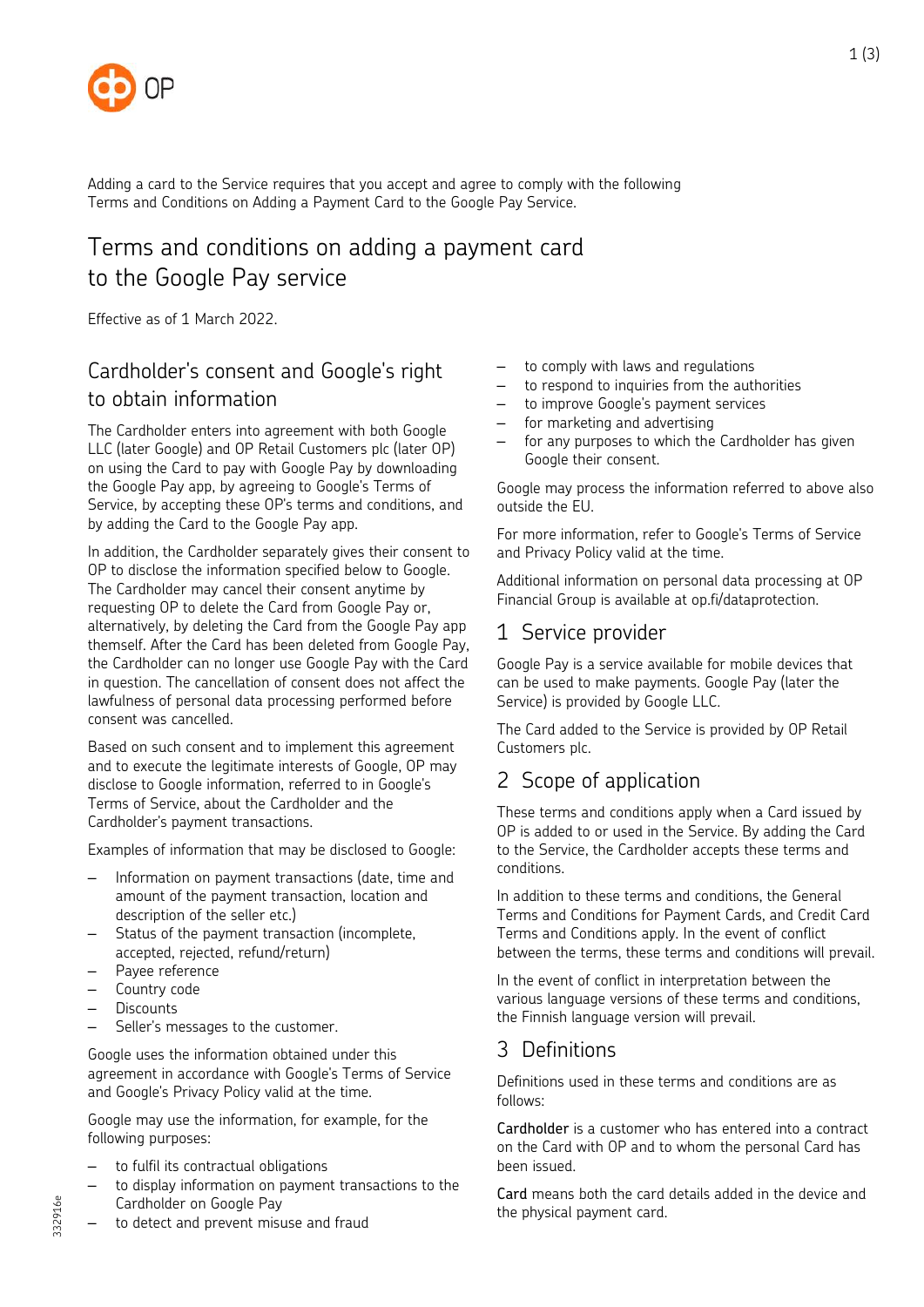Adding a card to the Service requires that you accept and agree to comply with the following Terms and Conditions on Adding a Payment Card to the Google Pay Service.

# Terms and conditions on adding a payment card to the Google Pay service

Effective as of 1 March 2022.

## Cardholder's consent and Google's right to obtain information

The Cardholder enters into agreement with both Google LLC (later Google) and OP Retail Customers plc (later OP) on using the Card to pay with Google Pay by downloading the Google Pay app, by agreeing to Google's Terms of Service, by accepting these OP's terms and conditions, and by adding the Card to the Google Pay app.

In addition, the Cardholder separately gives their consent to OP to disclose the information specified below to Google. The Cardholder may cancel their consent anytime by requesting OP to delete the Card from Google Pay or, alternatively, by deleting the Card from the Google Pay app themself. After the Card has been deleted from Google Pay, the Cardholder can no longer use Google Pay with the Card in question. The cancellation of consent does not affect the lawfulness of personal data processing performed before consent was cancelled.

Based on such consent and to implement this agreement and to execute the legitimate interests of Google, OP may disclose to Google information, referred to in Google's Terms of Service, about the Cardholder and the Cardholder's payment transactions.

Examples of information that may be disclosed to Google:

- Information on payment transactions (date, time and amount of the payment transaction, location and description of the seller etc.)
- Status of the payment transaction (incomplete, accepted, rejected, refund/return)
- Payee reference
- Country code
- Discounts
- Seller's messages to the customer.

Google uses the information obtained under this agreement in accordance with Google's Terms of Service and Google's Privacy Policy valid at the time.

Google may use the information, for example, for the following purposes:

- to fulfil its contractual obligations
- to display information on payment transactions to the Cardholder on Google Pay
- to detect and prevent misuse and fraud
- to comply with laws and regulations
- to respond to inquiries from the authorities
- to improve Google's payment services
- for marketing and advertising
- for any purposes to which the Cardholder has given Google their consent.

Google may process the information referred to above also outside the EU.

For more information, refer to Google's Terms of Service and Privacy Policy valid at the time.

Additional information on personal data processing at OP Financial Group is available at op.fi/dataprotection.

## 1 Service provider

Google Pay is a service available for mobile devices that can be used to make payments. Google Pay (later the Service) is provided by Google LLC.

The Card added to the Service is provided by OP Retail Customers plc.

## 2 Scope of application

These terms and conditions apply when a Card issued by OP is added to or used in the Service. By adding the Card to the Service, the Cardholder accepts these terms and conditions.

In addition to these terms and conditions, the General Terms and Conditions for Payment Cards, and Credit Card Terms and Conditions apply. In the event of conflict between the terms, these terms and conditions will prevail.

In the event of conflict in interpretation between the various language versions of these terms and conditions, the Finnish language version will prevail.

## 3 Definitions

Definitions used in these terms and conditions are as follows:

**Cardholder** is a customer who has entered into a contract on the Card with OP and to whom the personal Card has been issued.

**Card** means both the card details added in the device and the physical payment card.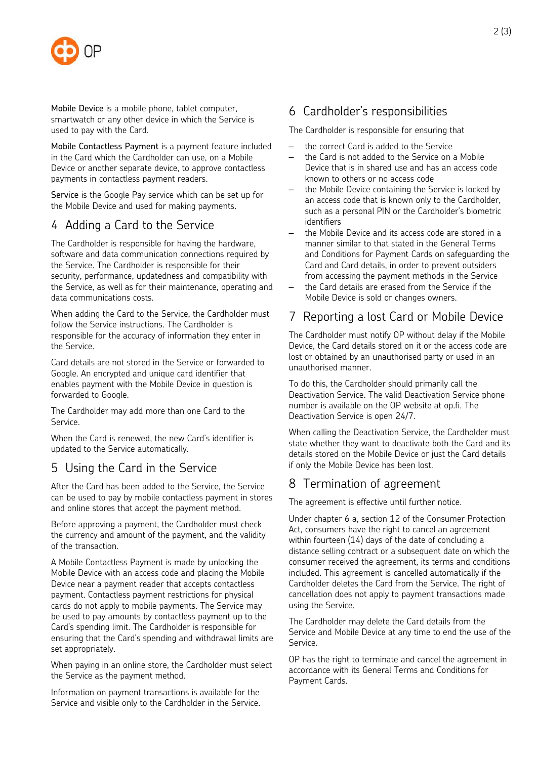**Mobile Device** is a mobile phone, tablet computer, smartwatch or any other device in which the Service is used to pay with the Card.

**Mobile Contactless Payment** is a payment feature included in the Card which the Cardholder can use, on a Mobile Device or another separate device, to approve contactless payments in contactless payment readers.

**Service** is the Google Pay service which can be set up for the Mobile Device and used for making payments.

## 4 Adding a Card to the Service

The Cardholder is responsible for having the hardware, software and data communication connections required by the Service. The Cardholder is responsible for their security, performance, updatedness and compatibility with the Service, as well as for their maintenance, operating and data communications costs.

When adding the Card to the Service, the Cardholder must follow the Service instructions. The Cardholder is responsible for the accuracy of information they enter in the Service.

Card details are not stored in the Service or forwarded to Google. An encrypted and unique card identifier that enables payment with the Mobile Device in question is forwarded to Google.

The Cardholder may add more than one Card to the Service.

When the Card is renewed, the new Card's identifier is updated to the Service automatically.

## 5 Using the Card in the Service

After the Card has been added to the Service, the Service can be used to pay by mobile contactless payment in stores and online stores that accept the payment method.

Before approving a payment, the Cardholder must check the currency and amount of the payment, and the validity of the transaction.

A Mobile Contactless Payment is made by unlocking the Mobile Device with an access code and placing the Mobile Device near a payment reader that accepts contactless payment. Contactless payment restrictions for physical cards do not apply to mobile payments. The Service may be used to pay amounts by contactless payment up to the Card's spending limit. The Cardholder is responsible for ensuring that the Card's spending and withdrawal limits are set appropriately.

When paying in an online store, the Cardholder must select the Service as the payment method.

Information on payment transactions is available for the Service and visible only to the Cardholder in the Service.

## 6 Cardholder's responsibilities

The Cardholder is responsible for ensuring that

- the correct Card is added to the Service
- the Card is not added to the Service on a Mobile Device that is in shared use and has an access code known to others or no access code
- the Mobile Device containing the Service is locked by an access code that is known only to the Cardholder, such as a personal PIN or the Cardholder's biometric identifiers
- the Mobile Device and its access code are stored in a manner similar to that stated in the General Terms and Conditions for Payment Cards on safeguarding the Card and Card details, in order to prevent outsiders from accessing the payment methods in the Service
- the Card details are erased from the Service if the Mobile Device is sold or changes owners.

## 7 Reporting a lost Card or Mobile Device

The Cardholder must notify OP without delay if the Mobile Device, the Card details stored on it or the access code are lost or obtained by an unauthorised party or used in an unauthorised manner.

To do this, the Cardholder should primarily call the Deactivation Service. The valid Deactivation Service phone number is available on the OP website at op.fi. The Deactivation Service is open 24/7.

When calling the Deactivation Service, the Cardholder must state whether they want to deactivate both the Card and its details stored on the Mobile Device or just the Card details if only the Mobile Device has been lost.

## 8 Termination of agreement

The agreement is effective until further notice.

Under chapter 6 a, section 12 of the Consumer Protection Act, consumers have the right to cancel an agreement within fourteen (14) days of the date of concluding a distance selling contract or a subsequent date on which the consumer received the agreement, its terms and conditions included. This agreement is cancelled automatically if the Cardholder deletes the Card from the Service. The right of cancellation does not apply to payment transactions made using the Service.

The Cardholder may delete the Card details from the Service and Mobile Device at any time to end the use of the Service.

OP has the right to terminate and cancel the agreement in accordance with its General Terms and Conditions for Payment Cards.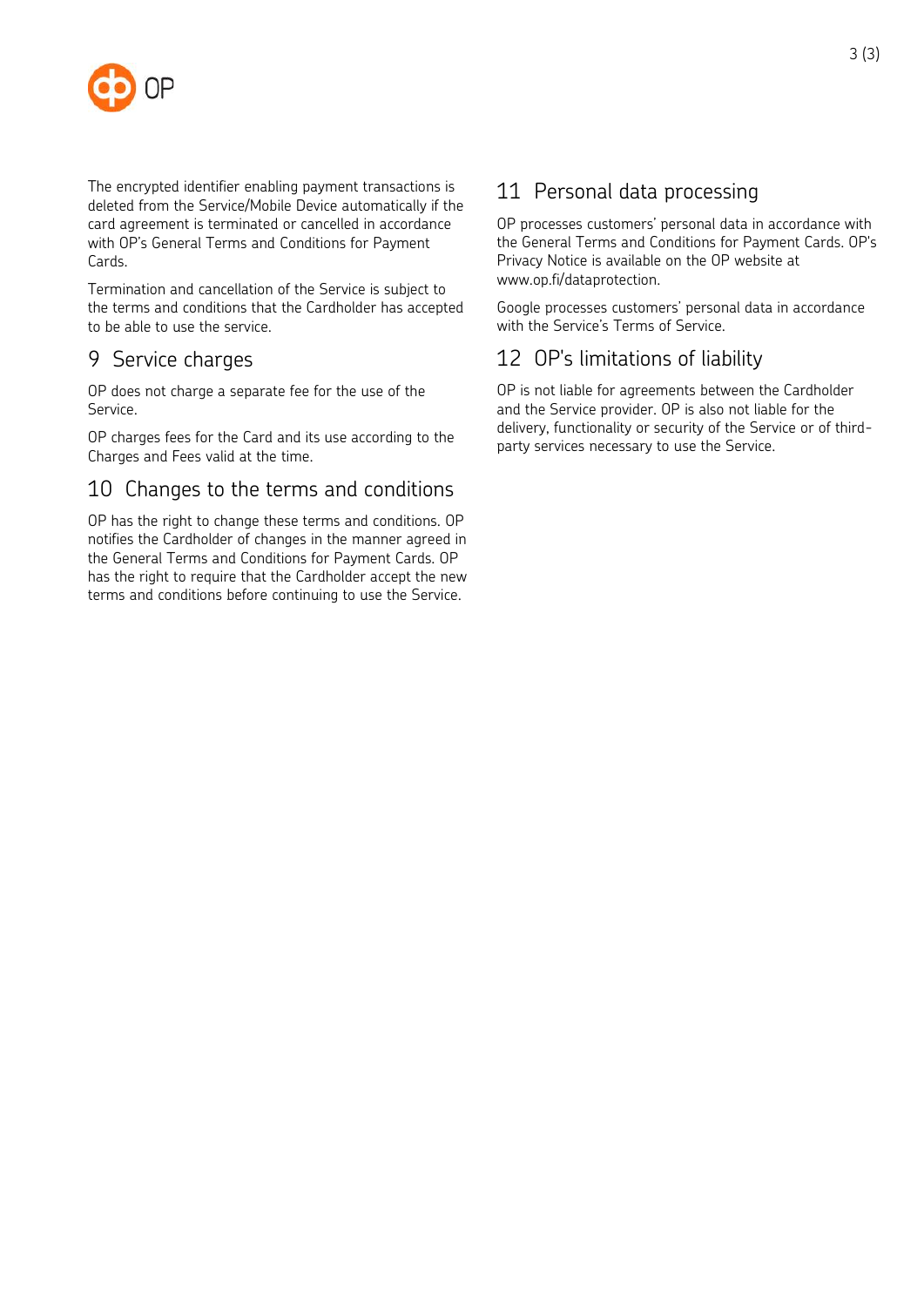The encrypted identifier enabling payment transactions is deleted from the Service/Mobile Device automatically if the card agreement is terminated or cancelled in accordance with OP's General Terms and Conditions for Payment Cards.

Termination and cancellation of the Service is subject to the terms and conditions that the Cardholder has accepted to be able to use the service.

## 9 Service charges

OP does not charge a separate fee for the use of the Service.

OP charges fees for the Card and its use according to the Charges and Fees valid at the time.

## 10 Changes to the terms and conditions

OP has the right to change these terms and conditions. OP notifies the Cardholder of changes in the manner agreed in the General Terms and Conditions for Payment Cards. OP has the right to require that the Cardholder accept the new terms and conditions before continuing to use the Service.

## 11 Personal data processing

OP processes customers' personal data in accordance with the General Terms and Conditions for Payment Cards. OP's Privacy Notice is available on the OP website at www.op.fi/dataprotection.

Google processes customers' personal data in accordance with the Service's Terms of Service.

## 12 OP's limitations of liability

OP is not liable for agreements between the Cardholder and the Service provider. OP is also not liable for the delivery, functionality or security of the Service or of third-party services necessary to use the Service.